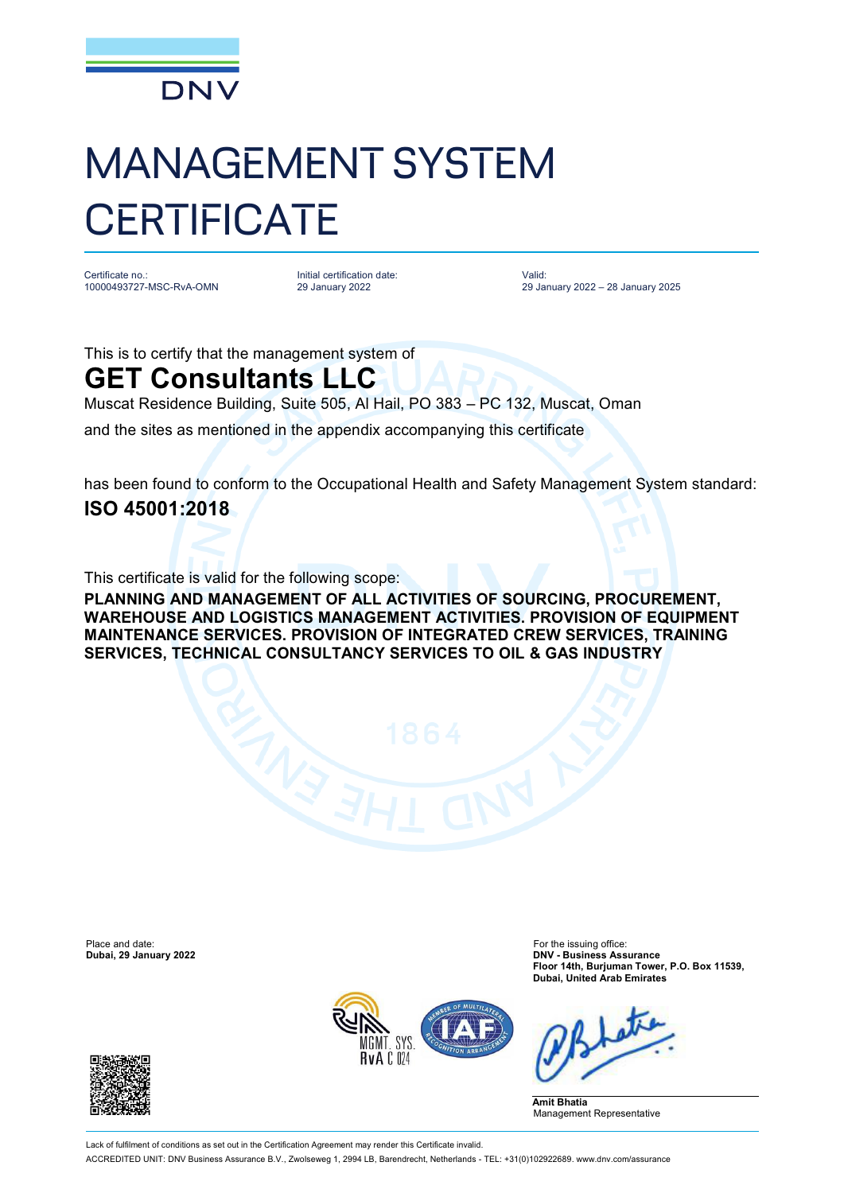DNV

# MANAGEMENT SYSTEM CERTIFICATE

| Certificate no.: | Initial certification date: | Valid: |
|---|---|---|
| 10000493727-MSC-RvA-OMN | 29 January 2022 | 29 January 2022 – 28 January 2025 |

This is to certify that the management system of

## GET Consultants LLC

Muscat Residence Building, Suite 505, Al Hail, PO 383 – PC 132, Muscat, Oman

and the sites as mentioned in the appendix accompanying this certificate

has been found to conform to the Occupational Health and Safety Management System standard:

**ISO 45001:2018**

This certificate is valid for the following scope:

**PLANNING AND MANAGEMENT OF ALL ACTIVITIES OF SOURCING, PROCUREMENT, WAREHOUSE AND LOGISTICS MANAGEMENT ACTIVITIES. PROVISION OF EQUIPMENT MAINTENANCE SERVICES. PROVISION OF INTEGRATED CREW SERVICES, TRAINING SERVICES, TECHNICAL CONSULTANCY SERVICES TO OIL & GAS INDUSTRY**

Place and date:
**Dubai, 29 January 2022**

For the issuing office:
**DNV - Business Assurance**
**Floor 14th, Burjuman Tower, P.O. Box 11539, Dubai, United Arab Emirates**

MGMT. SYS.
RvA C 024

**Amit Bhatia**
Management Representative

Lack of fulfilment of conditions as set out in the Certification Agreement may render this Certificate invalid.

ACCREDITED UNIT: DNV Business Assurance B.V., Zwolseweg 1, 2994 LB, Barendrecht, Netherlands - TEL: +31(0)102922689. www.dnv.com/assurance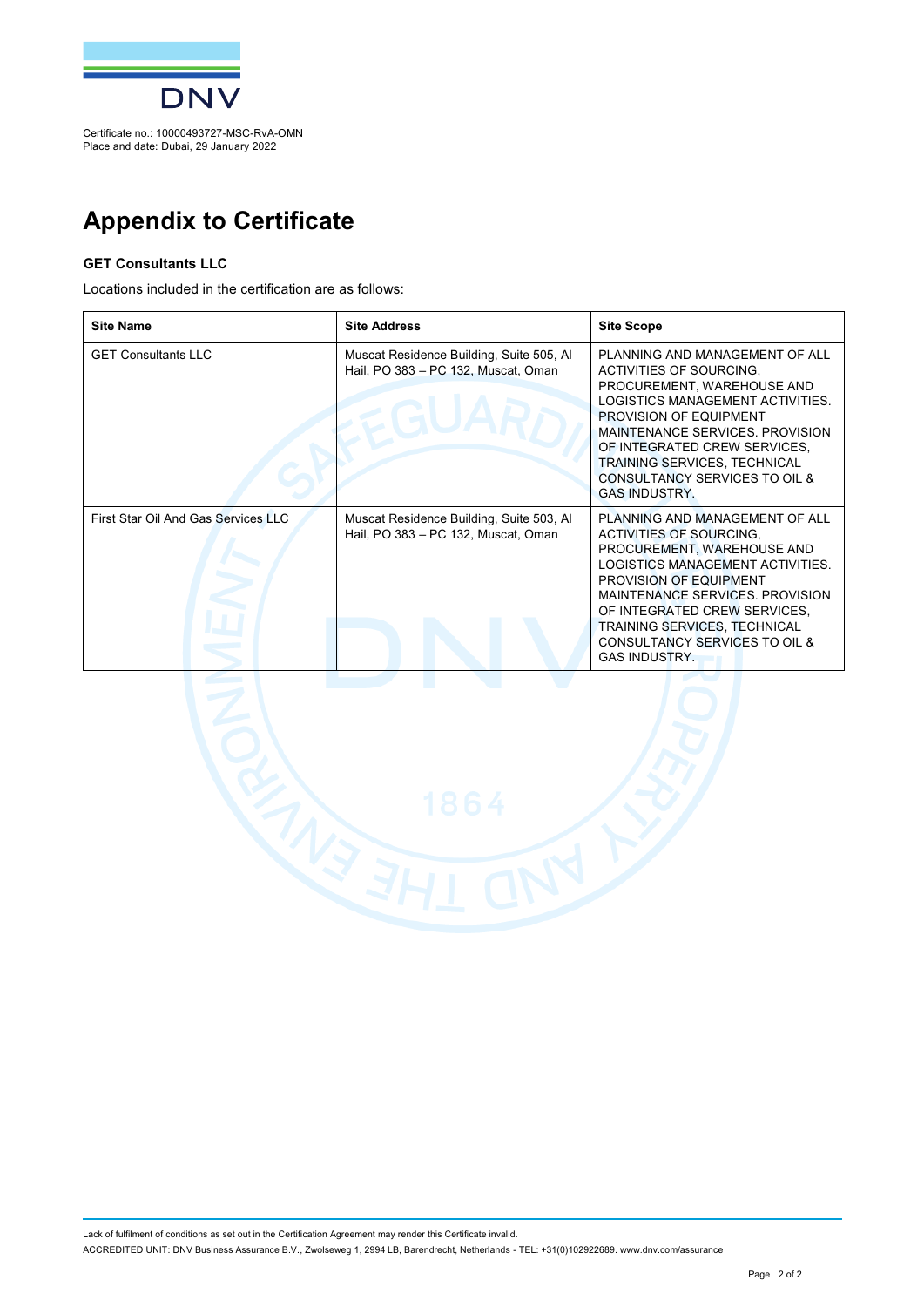Certificate no.: 10000493727-MSC-RvA-OMN
Place and date: Dubai, 29 January 2022

# Appendix to Certificate

**GET Consultants LLC**

Locations included in the certification are as follows:

| Site Name | Site Address | Site Scope |
|---|---|---|
| GET Consultants LLC | Muscat Residence Building, Suite 505, Al Hail, PO 383 – PC 132, Muscat, Oman | PLANNING AND MANAGEMENT OF ALL ACTIVITIES OF SOURCING, PROCUREMENT, WAREHOUSE AND LOGISTICS MANAGEMENT ACTIVITIES. PROVISION OF EQUIPMENT MAINTENANCE SERVICES. PROVISION OF INTEGRATED CREW SERVICES, TRAINING SERVICES, TECHNICAL CONSULTANCY SERVICES TO OIL & GAS INDUSTRY. |
| First Star Oil And Gas Services LLC | Muscat Residence Building, Suite 503, Al Hail, PO 383 – PC 132, Muscat, Oman | PLANNING AND MANAGEMENT OF ALL ACTIVITIES OF SOURCING, PROCUREMENT, WAREHOUSE AND LOGISTICS MANAGEMENT ACTIVITIES. PROVISION OF EQUIPMENT MAINTENANCE SERVICES. PROVISION OF INTEGRATED CREW SERVICES, TRAINING SERVICES, TECHNICAL CONSULTANCY SERVICES TO OIL & GAS INDUSTRY. |

Lack of fulfilment of conditions as set out in the Certification Agreement may render this Certificate invalid.

ACCREDITED UNIT: DNV Business Assurance B.V., Zwolseweg 1, 2994 LB, Barendrecht, Netherlands - TEL: +31(0)102922689. www.dnv.com/assurance